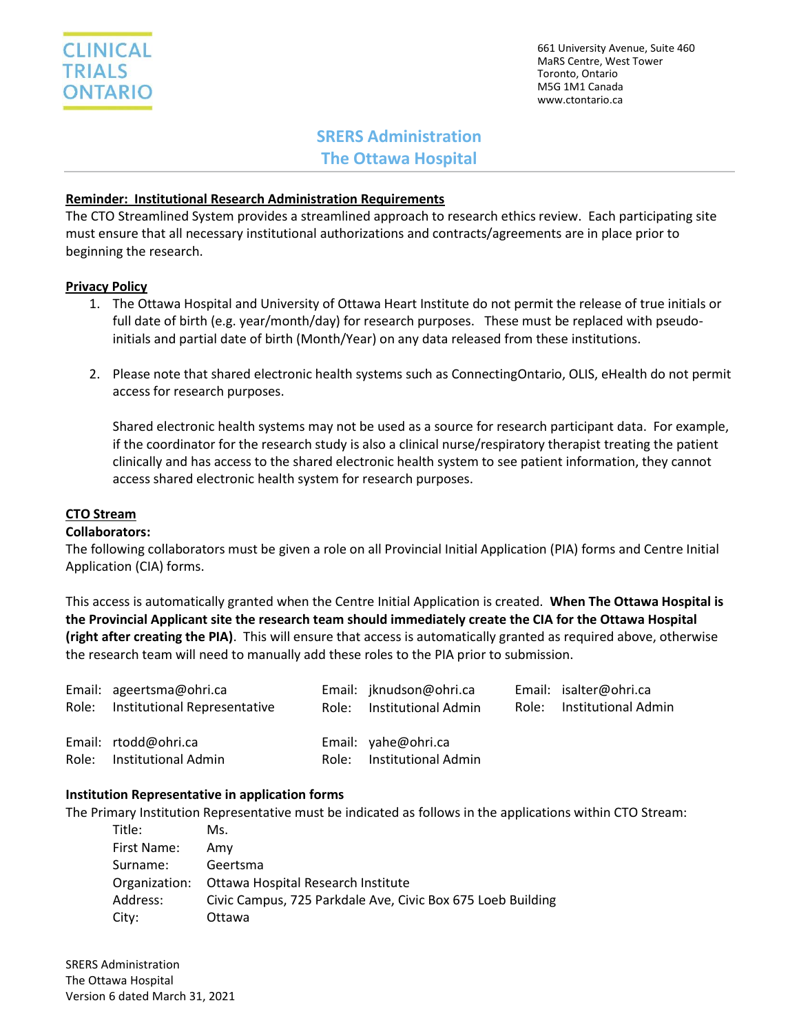CLINICAL TRIALS ONTARIO

661 University Avenue, Suite 460
MaRS Centre, West Tower
Toronto, Ontario
M5G 1M1 Canada
www.ctontario.ca

# SRERS Administration
# The Ottawa Hospital

**Reminder: Institutional Research Administration Requirements**

The CTO Streamlined System provides a streamlined approach to research ethics review. Each participating site must ensure that all necessary institutional authorizations and contracts/agreements are in place prior to beginning the research.

**Privacy Policy**

1. The Ottawa Hospital and University of Ottawa Heart Institute do not permit the release of true initials or full date of birth (e.g. year/month/day) for research purposes. These must be replaced with pseudo-initials and partial date of birth (Month/Year) on any data released from these institutions.

2. Please note that shared electronic health systems such as ConnectingOntario, OLIS, eHealth do not permit access for research purposes.

   Shared electronic health systems may not be used as a source for research participant data. For example, if the coordinator for the research study is also a clinical nurse/respiratory therapist treating the patient clinically and has access to the shared electronic health system to see patient information, they cannot access shared electronic health system for research purposes.

**CTO Stream**

**Collaborators:**

The following collaborators must be given a role on all Provincial Initial Application (PIA) forms and Centre Initial Application (CIA) forms.

This access is automatically granted when the Centre Initial Application is created. **When The Ottawa Hospital is the Provincial Applicant site the research team should immediately create the CIA for the Ottawa Hospital (right after creating the PIA)**. This will ensure that access is automatically granted as required above, otherwise the research team will need to manually add these roles to the PIA prior to submission.

Email: ageertsma@ohri.ca
Role: Institutional Representative

Email: jknudson@ohri.ca
Role: Institutional Admin

Email: isalter@ohri.ca
Role: Institutional Admin

Email: rtodd@ohri.ca
Role: Institutional Admin

Email: yahe@ohri.ca
Role: Institutional Admin

**Institution Representative in application forms**

The Primary Institution Representative must be indicated as follows in the applications within CTO Stream:

| | |
|---|---|
| Title: | Ms. |
| First Name: | Amy |
| Surname: | Geertsma |
| Organization: | Ottawa Hospital Research Institute |
| Address: | Civic Campus, 725 Parkdale Ave, Civic Box 675 Loeb Building |
| City: | Ottawa |

SRERS Administration
The Ottawa Hospital
Version 6 dated March 31, 2021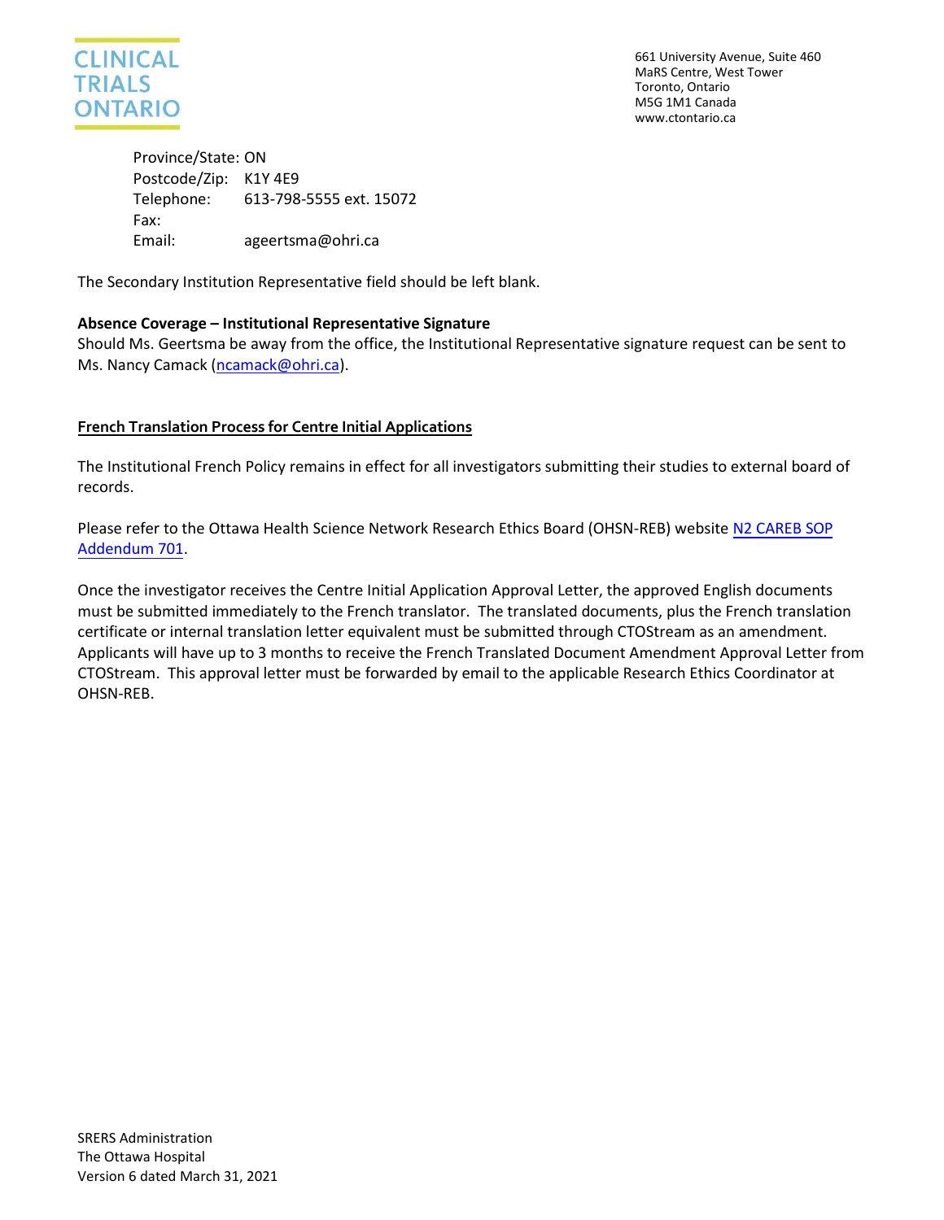Province/State: ON
Postcode/Zip: K1Y 4E9
Telephone: 613-798-5555 ext. 15072
Fax:
Email: ageertsma@ohri.ca

The Secondary Institution Representative field should be left blank.

**Absence Coverage – Institutional Representative Signature**
Should Ms. Geertsma be away from the office, the Institutional Representative signature request can be sent to Ms. Nancy Camack (ncamack@ohri.ca).

## French Translation Process for Centre Initial Applications

The Institutional French Policy remains in effect for all investigators submitting their studies to external board of records.

Please refer to the Ottawa Health Science Network Research Ethics Board (OHSN-REB) website N2 CAREB SOP Addendum 701.

Once the investigator receives the Centre Initial Application Approval Letter, the approved English documents must be submitted immediately to the French translator. The translated documents, plus the French translation certificate or internal translation letter equivalent must be submitted through CTOStream as an amendment. Applicants will have up to 3 months to receive the French Translated Document Amendment Approval Letter from CTOStream. This approval letter must be forwarded by email to the applicable Research Ethics Coordinator at OHSN-REB.